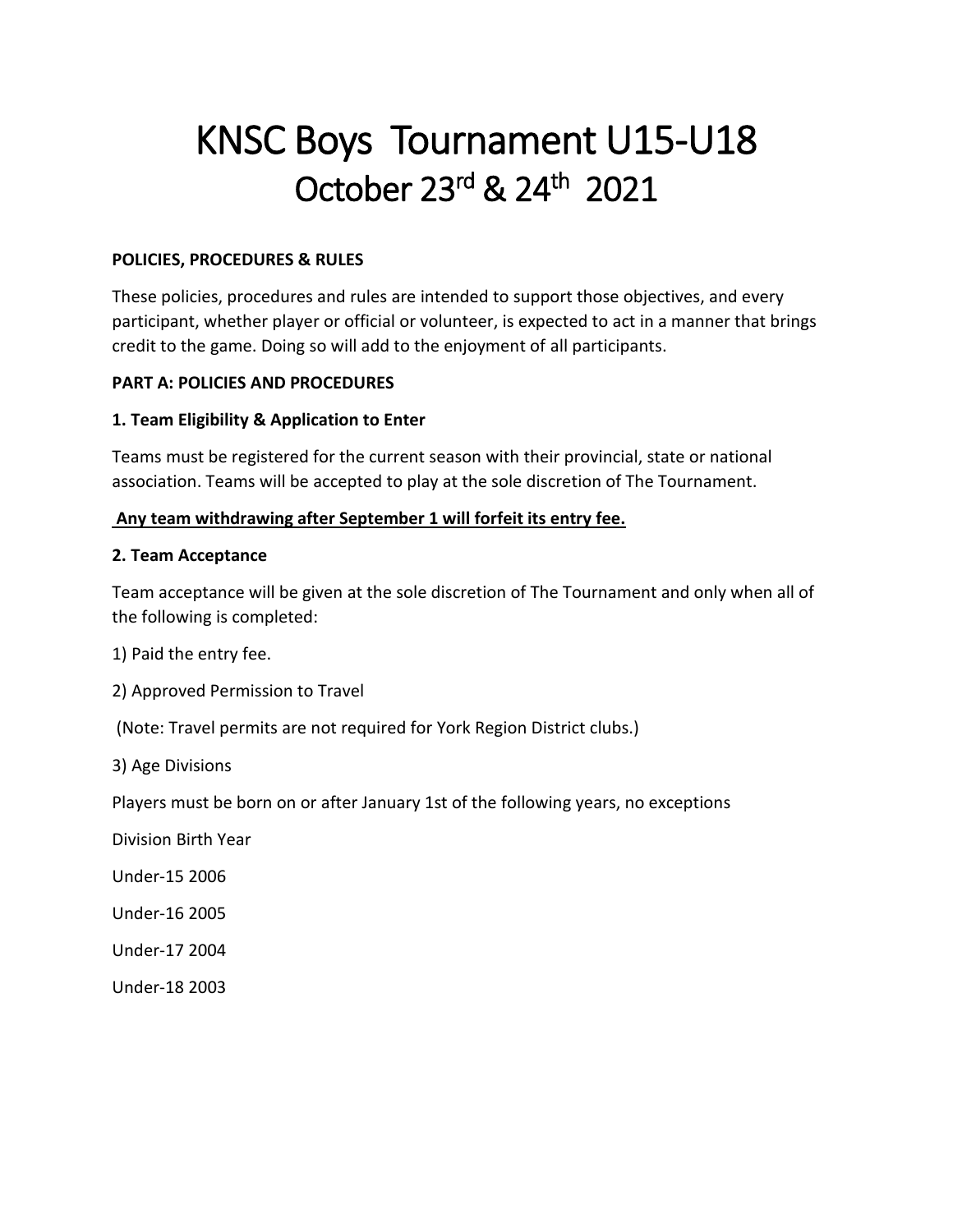# KNSC Boys Tournament U15-U18

## October 23rd & 24th 2021

**POLICIES, PROCEDURES & RULES**

These policies, procedures and rules are intended to support those objectives, and every participant, whether player or official or volunteer, is expected to act in a manner that brings credit to the game. Doing so will add to the enjoyment of all participants.

**PART A: POLICIES AND PROCEDURES**

**1. Team Eligibility & Application to Enter**

Teams must be registered for the current season with their provincial, state or national association. Teams will be accepted to play at the sole discretion of The Tournament.

<u>**Any team withdrawing after September 1 will forfeit its entry fee.**</u>

**2. Team Acceptance**

Team acceptance will be given at the sole discretion of The Tournament and only when all of the following is completed:

1) Paid the entry fee.

2) Approved Permission to Travel

(Note: Travel permits are not required for York Region District clubs.)

3) Age Divisions

Players must be born on or after January 1st of the following years, no exceptions

Division Birth Year

Under-15 2006

Under-16 2005

Under-17 2004

Under-18 2003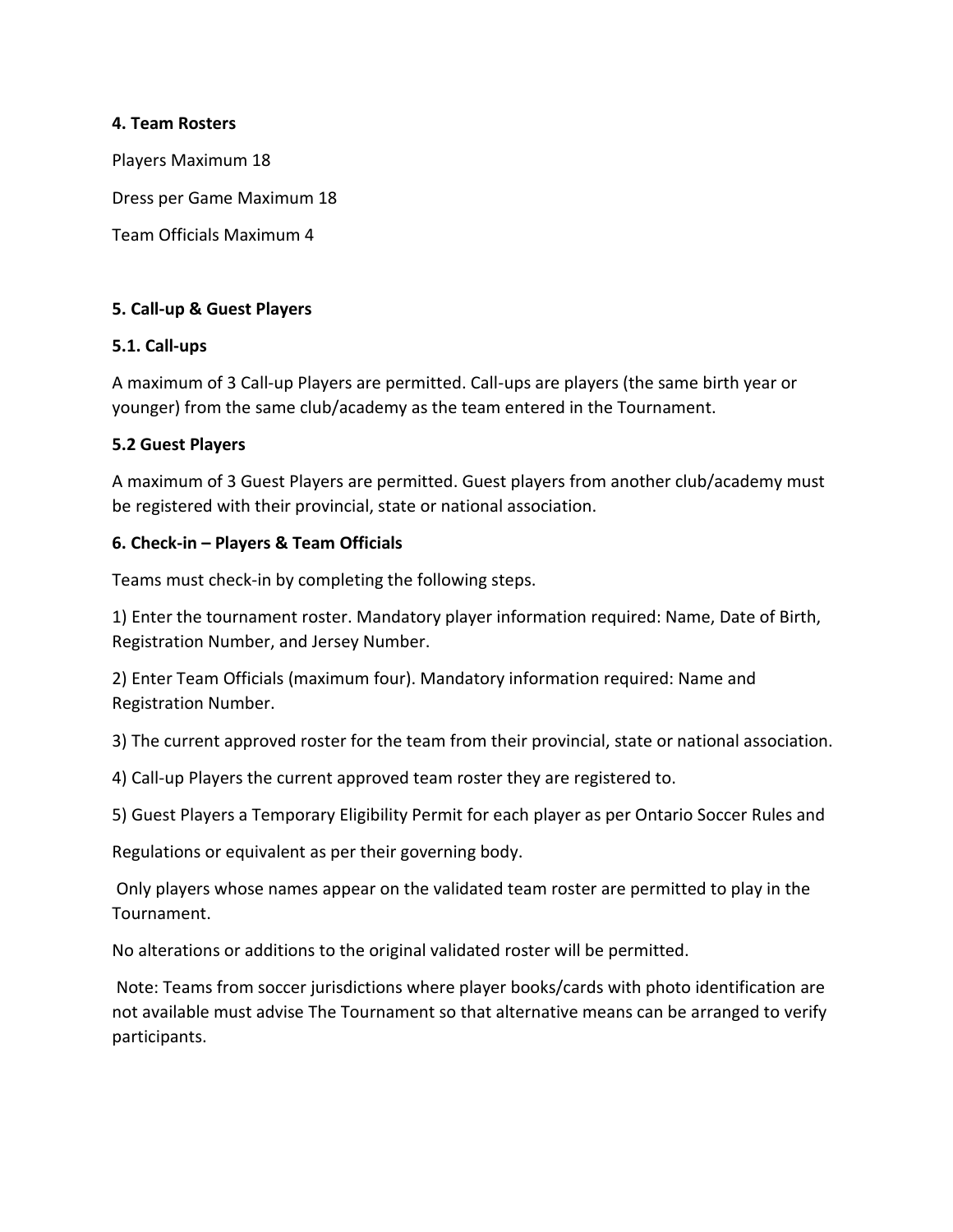**4. Team Rosters**

Players Maximum 18

Dress per Game Maximum 18

Team Officials Maximum 4

**5. Call-up & Guest Players**

**5.1. Call-ups**

A maximum of 3 Call-up Players are permitted. Call-ups are players (the same birth year or younger) from the same club/academy as the team entered in the Tournament.

**5.2 Guest Players**

A maximum of 3 Guest Players are permitted. Guest players from another club/academy must be registered with their provincial, state or national association.

**6. Check-in – Players & Team Officials**

Teams must check-in by completing the following steps.

1) Enter the tournament roster. Mandatory player information required: Name, Date of Birth, Registration Number, and Jersey Number.

2) Enter Team Officials (maximum four). Mandatory information required: Name and Registration Number.

3) The current approved roster for the team from their provincial, state or national association.

4) Call-up Players the current approved team roster they are registered to.

5) Guest Players a Temporary Eligibility Permit for each player as per Ontario Soccer Rules and

Regulations or equivalent as per their governing body.

Only players whose names appear on the validated team roster are permitted to play in the Tournament.

No alterations or additions to the original validated roster will be permitted.

Note: Teams from soccer jurisdictions where player books/cards with photo identification are not available must advise The Tournament so that alternative means can be arranged to verify participants.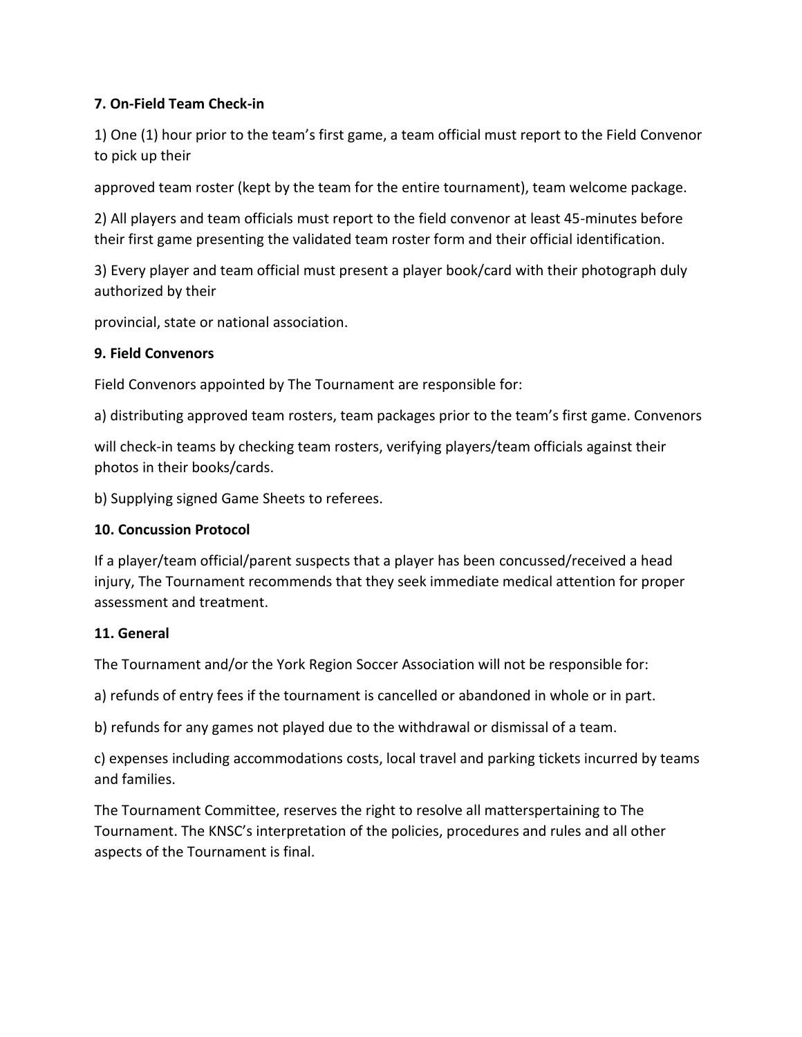**7. On-Field Team Check-in**

1) One (1) hour prior to the team's first game, a team official must report to the Field Convenor to pick up their

approved team roster (kept by the team for the entire tournament), team welcome package.

2) All players and team officials must report to the field convenor at least 45-minutes before their first game presenting the validated team roster form and their official identification.

3) Every player and team official must present a player book/card with their photograph duly authorized by their

provincial, state or national association.

**9. Field Convenors**

Field Convenors appointed by The Tournament are responsible for:

a) distributing approved team rosters, team packages prior to the team's first game. Convenors

will check-in teams by checking team rosters, verifying players/team officials against their photos in their books/cards.

b) Supplying signed Game Sheets to referees.

**10. Concussion Protocol**

If a player/team official/parent suspects that a player has been concussed/received a head injury, The Tournament recommends that they seek immediate medical attention for proper assessment and treatment.

**11. General**

The Tournament and/or the York Region Soccer Association will not be responsible for:

a) refunds of entry fees if the tournament is cancelled or abandoned in whole or in part.

b) refunds for any games not played due to the withdrawal or dismissal of a team.

c) expenses including accommodations costs, local travel and parking tickets incurred by teams and families.

The Tournament Committee, reserves the right to resolve all matterspertaining to The Tournament. The KNSC's interpretation of the policies, procedures and rules and all other aspects of the Tournament is final.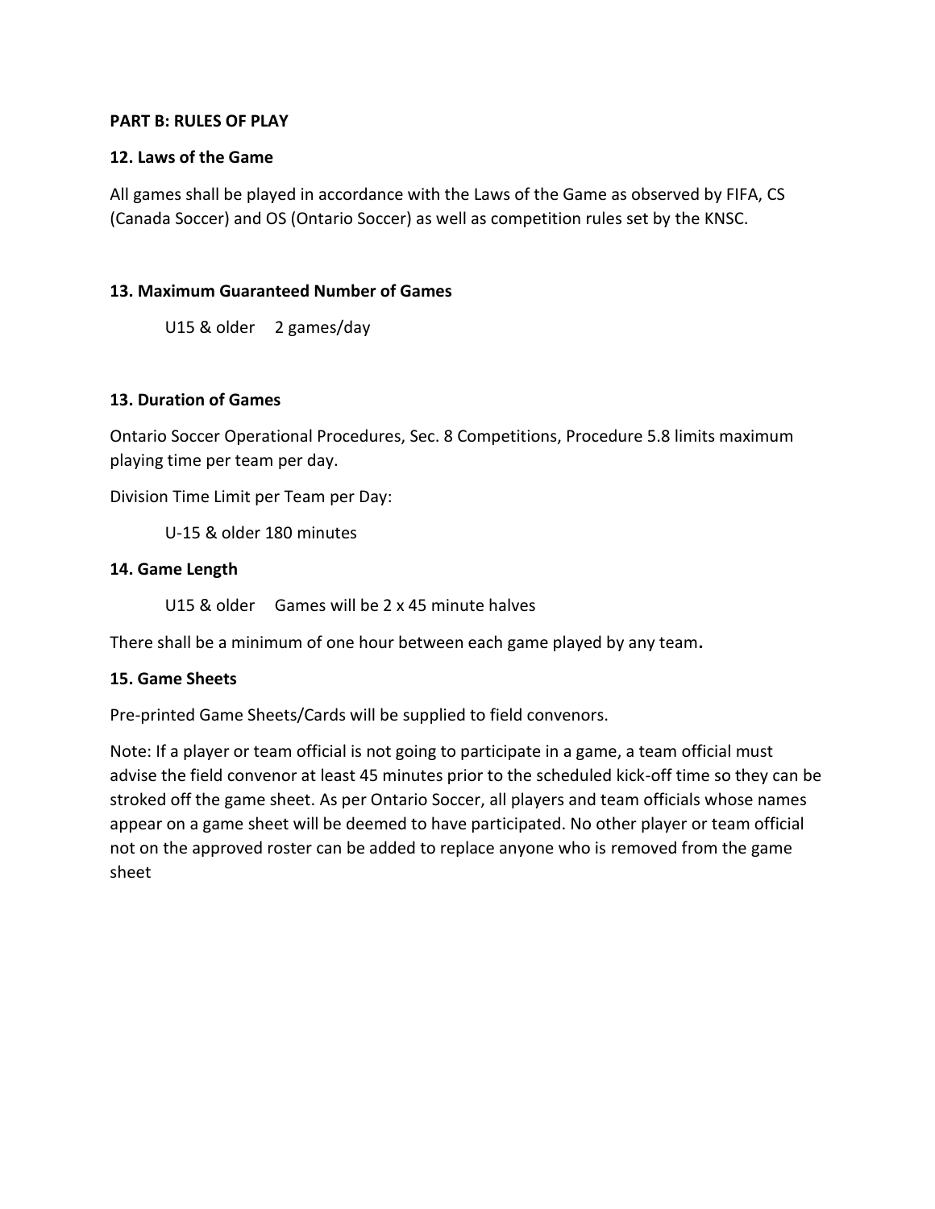**PART B: RULES OF PLAY**

**12. Laws of the Game**

All games shall be played in accordance with the Laws of the Game as observed by FIFA, CS (Canada Soccer) and OS (Ontario Soccer) as well as competition rules set by the KNSC.

**13. Maximum Guaranteed Number of Games**

U15 & older 2 games/day

**13. Duration of Games**

Ontario Soccer Operational Procedures, Sec. 8 Competitions, Procedure 5.8 limits maximum playing time per team per day.

Division Time Limit per Team per Day:

U-15 & older 180 minutes

**14. Game Length**

U15 & older Games will be 2 x 45 minute halves

There shall be a minimum of one hour between each game played by any team**.**

**15. Game Sheets**

Pre-printed Game Sheets/Cards will be supplied to field convenors.

Note: If a player or team official is not going to participate in a game, a team official must advise the field convenor at least 45 minutes prior to the scheduled kick-off time so they can be stroked off the game sheet. As per Ontario Soccer, all players and team officials whose names appear on a game sheet will be deemed to have participated. No other player or team official not on the approved roster can be added to replace anyone who is removed from the game sheet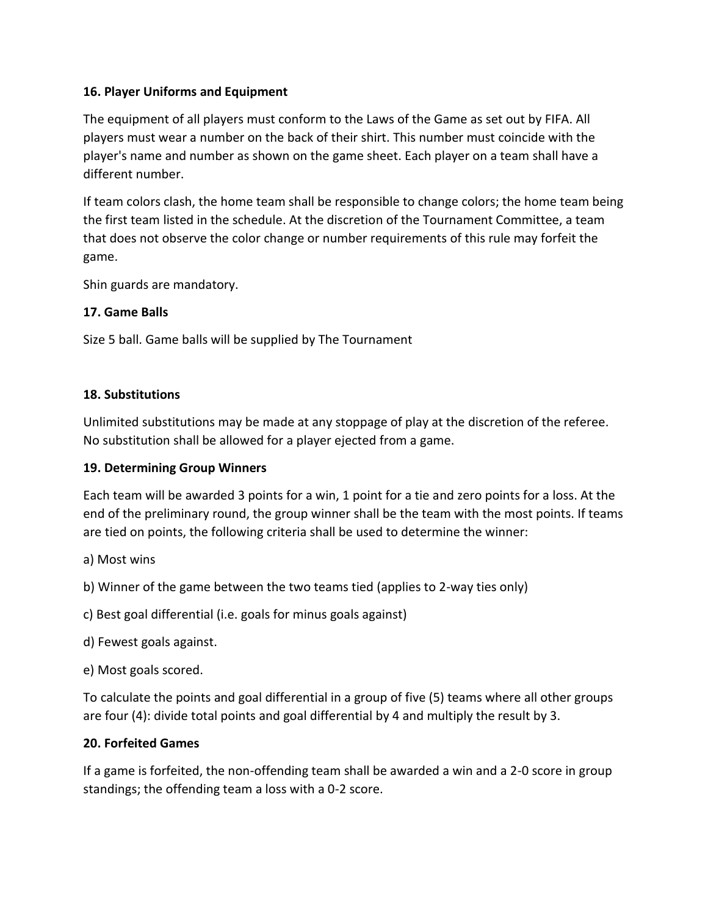**16. Player Uniforms and Equipment**

The equipment of all players must conform to the Laws of the Game as set out by FIFA. All players must wear a number on the back of their shirt. This number must coincide with the player's name and number as shown on the game sheet. Each player on a team shall have a different number.

If team colors clash, the home team shall be responsible to change colors; the home team being the first team listed in the schedule. At the discretion of the Tournament Committee, a team that does not observe the color change or number requirements of this rule may forfeit the game.

Shin guards are mandatory.

**17. Game Balls**

Size 5 ball. Game balls will be supplied by The Tournament

**18. Substitutions**

Unlimited substitutions may be made at any stoppage of play at the discretion of the referee. No substitution shall be allowed for a player ejected from a game.

**19. Determining Group Winners**

Each team will be awarded 3 points for a win, 1 point for a tie and zero points for a loss. At the end of the preliminary round, the group winner shall be the team with the most points. If teams are tied on points, the following criteria shall be used to determine the winner:

a) Most wins

b) Winner of the game between the two teams tied (applies to 2-way ties only)

c) Best goal differential (i.e. goals for minus goals against)

d) Fewest goals against.

e) Most goals scored.

To calculate the points and goal differential in a group of five (5) teams where all other groups are four (4): divide total points and goal differential by 4 and multiply the result by 3.

**20. Forfeited Games**

If a game is forfeited, the non-offending team shall be awarded a win and a 2-0 score in group standings; the offending team a loss with a 0-2 score.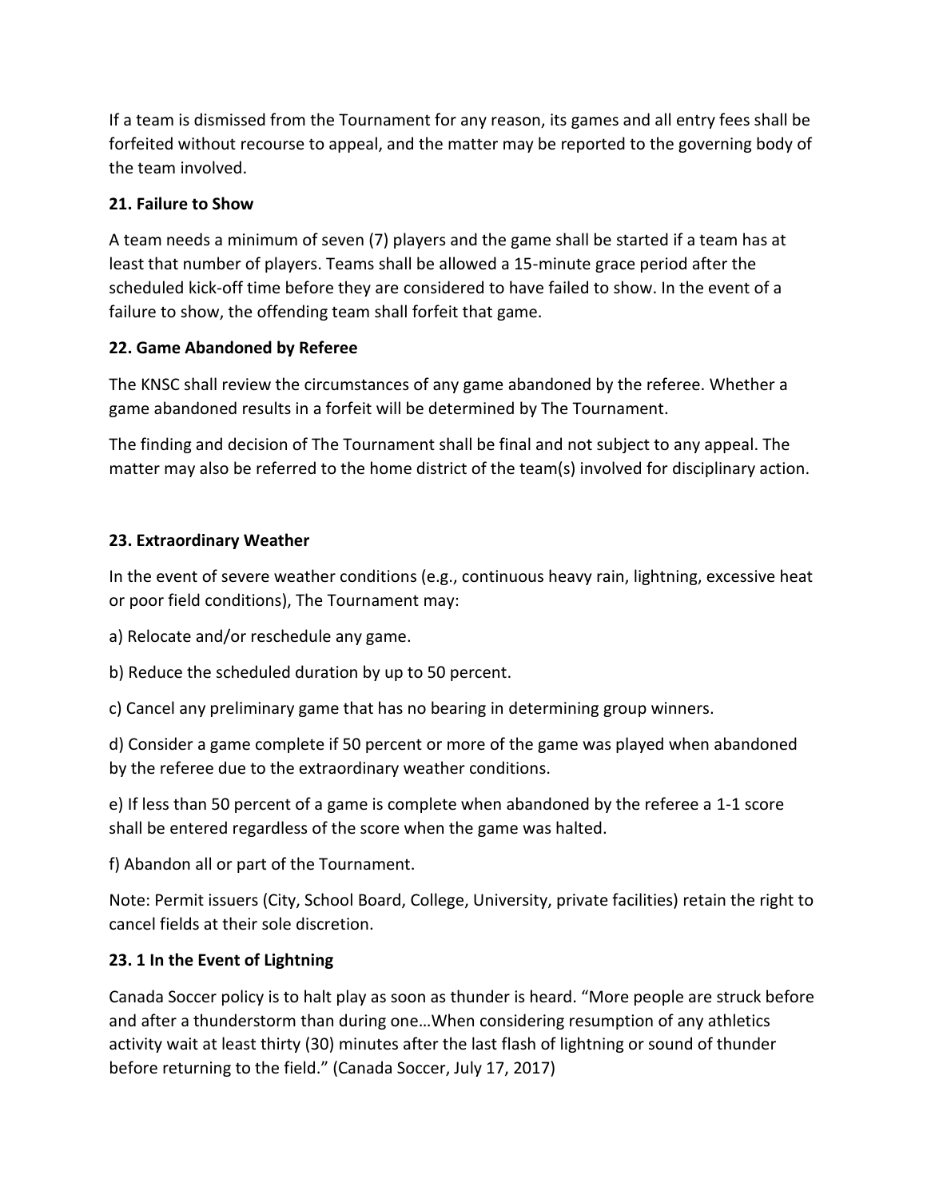If a team is dismissed from the Tournament for any reason, its games and all entry fees shall be forfeited without recourse to appeal, and the matter may be reported to the governing body of the team involved.

**21. Failure to Show**

A team needs a minimum of seven (7) players and the game shall be started if a team has at least that number of players. Teams shall be allowed a 15-minute grace period after the scheduled kick-off time before they are considered to have failed to show. In the event of a failure to show, the offending team shall forfeit that game.

**22. Game Abandoned by Referee**

The KNSC shall review the circumstances of any game abandoned by the referee. Whether a game abandoned results in a forfeit will be determined by The Tournament.

The finding and decision of The Tournament shall be final and not subject to any appeal. The matter may also be referred to the home district of the team(s) involved for disciplinary action.

**23. Extraordinary Weather**

In the event of severe weather conditions (e.g., continuous heavy rain, lightning, excessive heat or poor field conditions), The Tournament may:

a) Relocate and/or reschedule any game.

b) Reduce the scheduled duration by up to 50 percent.

c) Cancel any preliminary game that has no bearing in determining group winners.

d) Consider a game complete if 50 percent or more of the game was played when abandoned by the referee due to the extraordinary weather conditions.

e) If less than 50 percent of a game is complete when abandoned by the referee a 1-1 score shall be entered regardless of the score when the game was halted.

f) Abandon all or part of the Tournament.

Note: Permit issuers (City, School Board, College, University, private facilities) retain the right to cancel fields at their sole discretion.

**23. 1 In the Event of Lightning**

Canada Soccer policy is to halt play as soon as thunder is heard. "More people are struck before and after a thunderstorm than during one…When considering resumption of any athletics activity wait at least thirty (30) minutes after the last flash of lightning or sound of thunder before returning to the field." (Canada Soccer, July 17, 2017)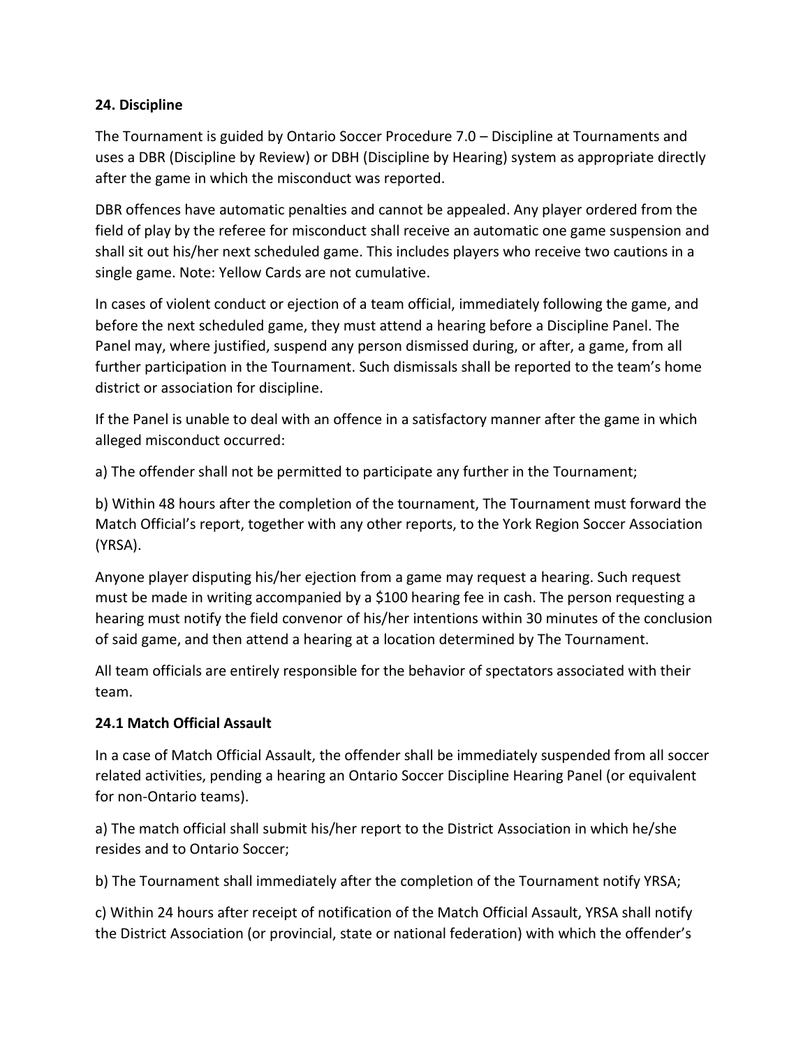**24. Discipline**

The Tournament is guided by Ontario Soccer Procedure 7.0 – Discipline at Tournaments and uses a DBR (Discipline by Review) or DBH (Discipline by Hearing) system as appropriate directly after the game in which the misconduct was reported.

DBR offences have automatic penalties and cannot be appealed. Any player ordered from the field of play by the referee for misconduct shall receive an automatic one game suspension and shall sit out his/her next scheduled game. This includes players who receive two cautions in a single game. Note: Yellow Cards are not cumulative.

In cases of violent conduct or ejection of a team official, immediately following the game, and before the next scheduled game, they must attend a hearing before a Discipline Panel. The Panel may, where justified, suspend any person dismissed during, or after, a game, from all further participation in the Tournament. Such dismissals shall be reported to the team's home district or association for discipline.

If the Panel is unable to deal with an offence in a satisfactory manner after the game in which alleged misconduct occurred:

a) The offender shall not be permitted to participate any further in the Tournament;

b) Within 48 hours after the completion of the tournament, The Tournament must forward the Match Official's report, together with any other reports, to the York Region Soccer Association (YRSA).

Anyone player disputing his/her ejection from a game may request a hearing. Such request must be made in writing accompanied by a $100 hearing fee in cash. The person requesting a hearing must notify the field convenor of his/her intentions within 30 minutes of the conclusion of said game, and then attend a hearing at a location determined by The Tournament.

All team officials are entirely responsible for the behavior of spectators associated with their team.

**24.1 Match Official Assault**

In a case of Match Official Assault, the offender shall be immediately suspended from all soccer related activities, pending a hearing an Ontario Soccer Discipline Hearing Panel (or equivalent for non-Ontario teams).

a) The match official shall submit his/her report to the District Association in which he/she resides and to Ontario Soccer;

b) The Tournament shall immediately after the completion of the Tournament notify YRSA;

c) Within 24 hours after receipt of notification of the Match Official Assault, YRSA shall notify the District Association (or provincial, state or national federation) with which the offender's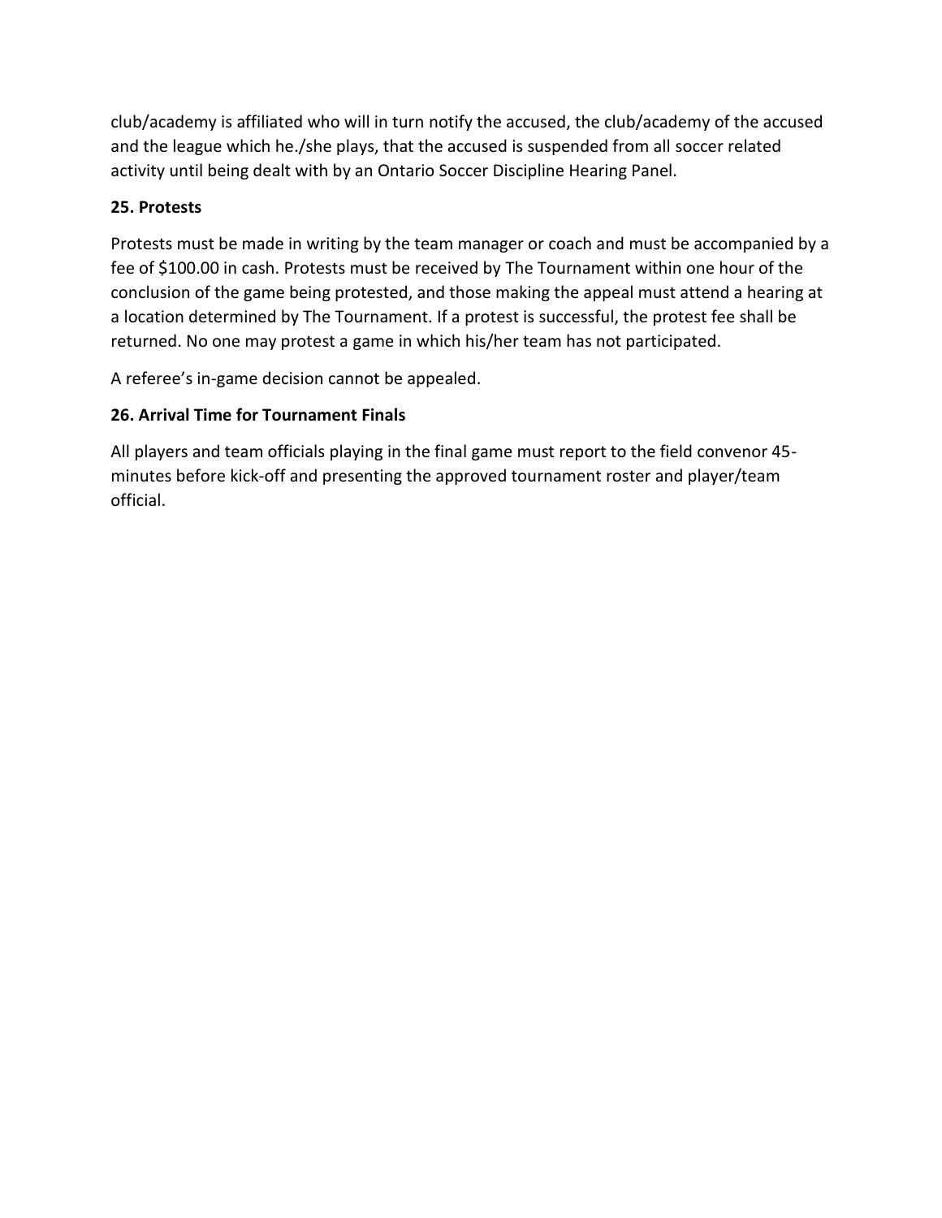club/academy is affiliated who will in turn notify the accused, the club/academy of the accused and the league which he./she plays, that the accused is suspended from all soccer related activity until being dealt with by an Ontario Soccer Discipline Hearing Panel.

**25. Protests**

Protests must be made in writing by the team manager or coach and must be accompanied by a fee of $100.00 in cash. Protests must be received by The Tournament within one hour of the conclusion of the game being protested, and those making the appeal must attend a hearing at a location determined by The Tournament. If a protest is successful, the protest fee shall be returned. No one may protest a game in which his/her team has not participated.

A referee's in-game decision cannot be appealed.

**26. Arrival Time for Tournament Finals**

All players and team officials playing in the final game must report to the field convenor 45-minutes before kick-off and presenting the approved tournament roster and player/team official.